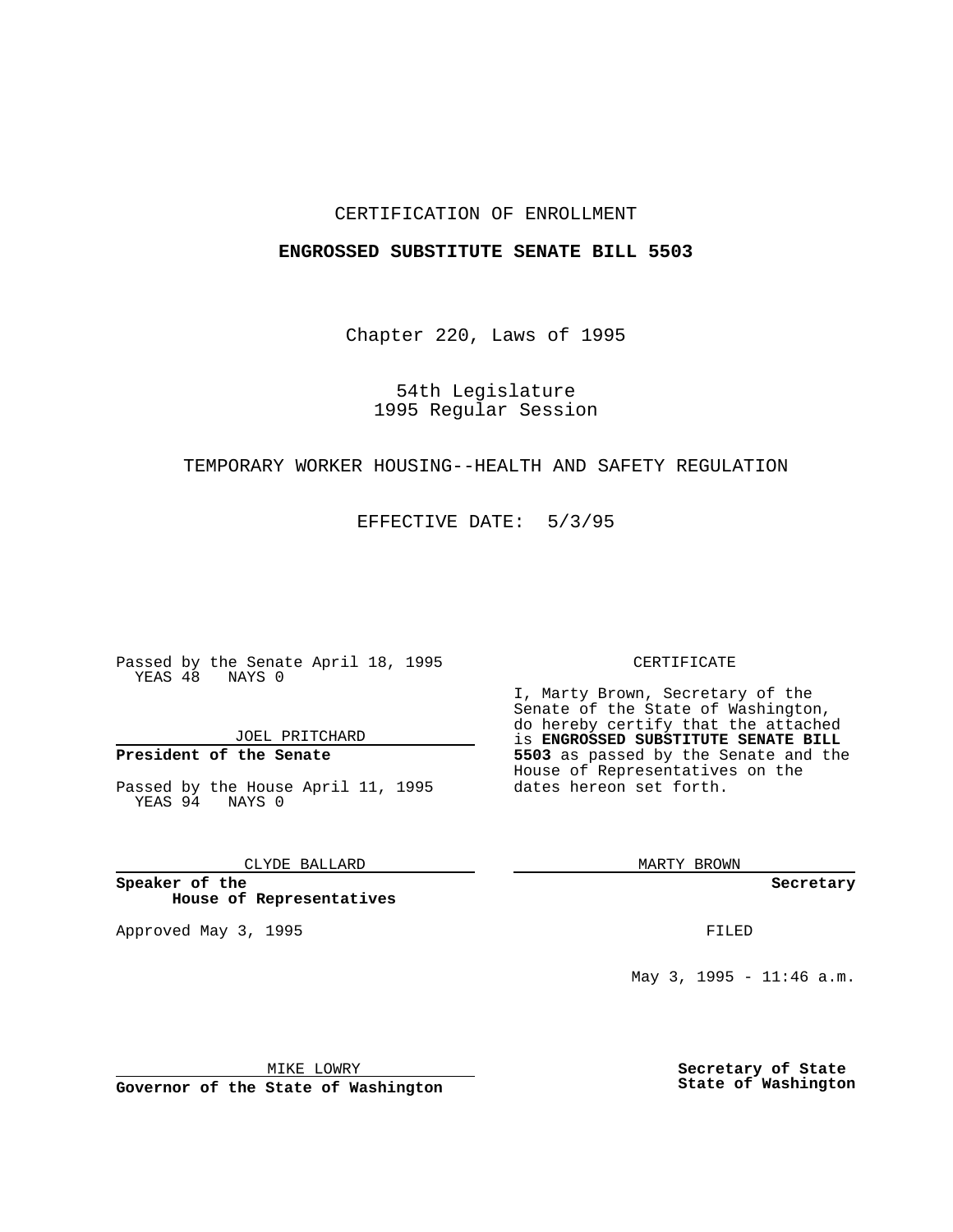CERTIFICATION OF ENROLLMENT

**ENGROSSED SUBSTITUTE SENATE BILL 5503**

Chapter 220, Laws of 1995

54th Legislature
1995 Regular Session

TEMPORARY WORKER HOUSING--HEALTH AND SAFETY REGULATION

EFFECTIVE DATE: 5/3/95

Passed by the Senate April 18, 1995
YEAS 48 NAYS 0

JOEL PRITCHARD

**President of the Senate**

Passed by the House April 11, 1995
YEAS 94 NAYS 0

CLYDE BALLARD

**Speaker of the House of Representatives**

Approved May 3, 1995

MIKE LOWRY

**Governor of the State of Washington**

CERTIFICATE

I, Marty Brown, Secretary of the Senate of the State of Washington, do hereby certify that the attached is **ENGROSSED SUBSTITUTE SENATE BILL 5503** as passed by the Senate and the House of Representatives on the dates hereon set forth.

MARTY BROWN

**Secretary**

FILED

May 3, 1995 - 11:46 a.m.

**Secretary of State**
**State of Washington**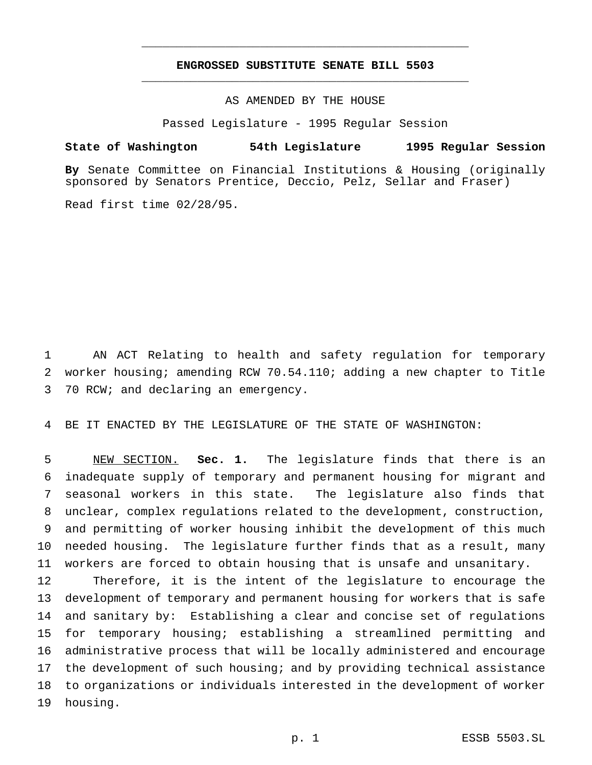# ENGROSSED SUBSTITUTE SENATE BILL 5503

AS AMENDED BY THE HOUSE

Passed Legislature - 1995 Regular Session

**State of Washington 54th Legislature 1995 Regular Session**

**By** Senate Committee on Financial Institutions & Housing (originally sponsored by Senators Prentice, Deccio, Pelz, Sellar and Fraser)

Read first time 02/28/95.

AN ACT Relating to health and safety regulation for temporary worker housing; amending RCW 70.54.110; adding a new chapter to Title 70 RCW; and declaring an emergency.

BE IT ENACTED BY THE LEGISLATURE OF THE STATE OF WASHINGTON:

NEW SECTION. **Sec. 1.** The legislature finds that there is an inadequate supply of temporary and permanent housing for migrant and seasonal workers in this state. The legislature also finds that unclear, complex regulations related to the development, construction, and permitting of worker housing inhibit the development of this much needed housing. The legislature further finds that as a result, many workers are forced to obtain housing that is unsafe and unsanitary.

Therefore, it is the intent of the legislature to encourage the development of temporary and permanent housing for workers that is safe and sanitary by: Establishing a clear and concise set of regulations for temporary housing; establishing a streamlined permitting and administrative process that will be locally administered and encourage the development of such housing; and by providing technical assistance to organizations or individuals interested in the development of worker housing.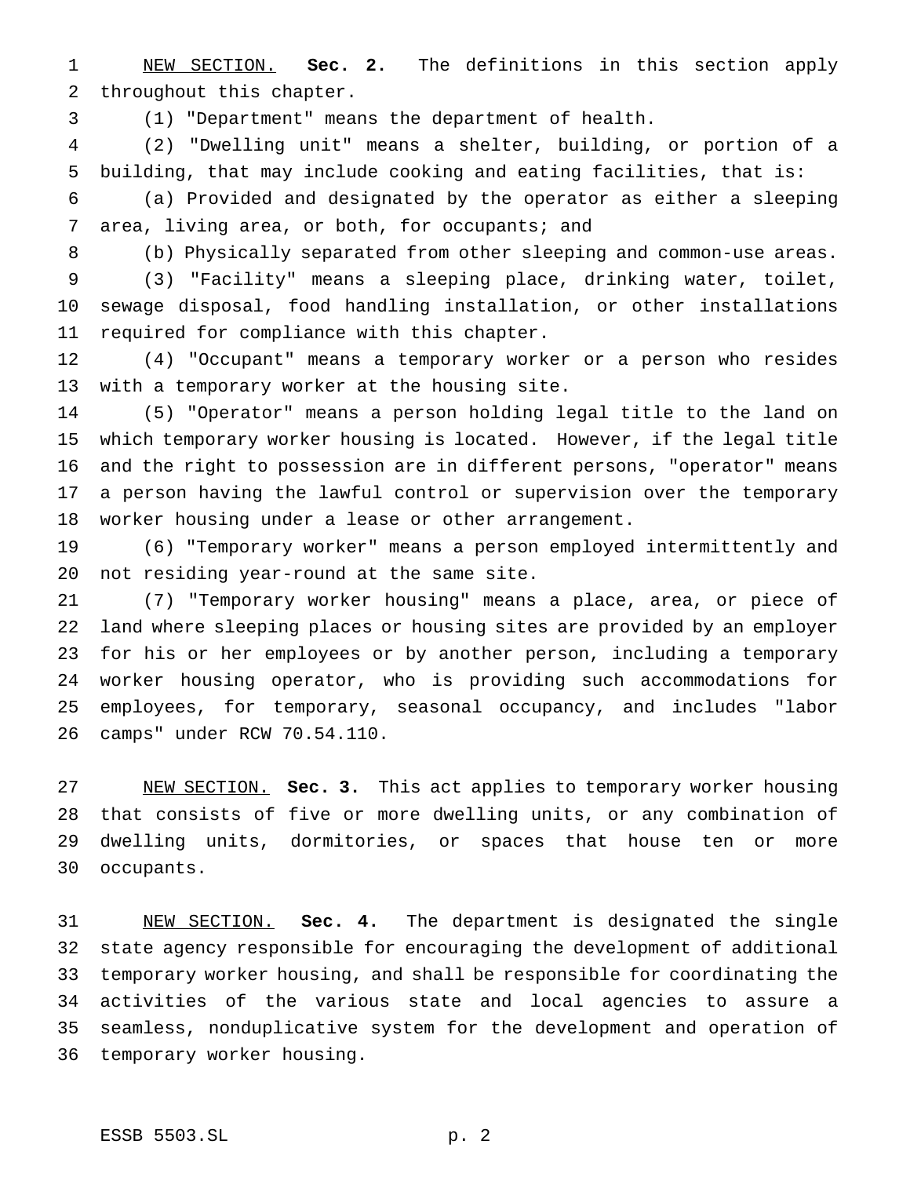NEW SECTION. **Sec. 2.** The definitions in this section apply throughout this chapter.

(1) "Department" means the department of health.

(2) "Dwelling unit" means a shelter, building, or portion of a building, that may include cooking and eating facilities, that is:

(a) Provided and designated by the operator as either a sleeping area, living area, or both, for occupants; and

(b) Physically separated from other sleeping and common-use areas.

(3) "Facility" means a sleeping place, drinking water, toilet, sewage disposal, food handling installation, or other installations required for compliance with this chapter.

(4) "Occupant" means a temporary worker or a person who resides with a temporary worker at the housing site.

(5) "Operator" means a person holding legal title to the land on which temporary worker housing is located. However, if the legal title and the right to possession are in different persons, "operator" means a person having the lawful control or supervision over the temporary worker housing under a lease or other arrangement.

(6) "Temporary worker" means a person employed intermittently and not residing year-round at the same site.

(7) "Temporary worker housing" means a place, area, or piece of land where sleeping places or housing sites are provided by an employer for his or her employees or by another person, including a temporary worker housing operator, who is providing such accommodations for employees, for temporary, seasonal occupancy, and includes "labor camps" under RCW 70.54.110.

NEW SECTION. **Sec. 3.** This act applies to temporary worker housing that consists of five or more dwelling units, or any combination of dwelling units, dormitories, or spaces that house ten or more occupants.

NEW SECTION. **Sec. 4.** The department is designated the single state agency responsible for encouraging the development of additional temporary worker housing, and shall be responsible for coordinating the activities of the various state and local agencies to assure a seamless, nonduplicative system for the development and operation of temporary worker housing.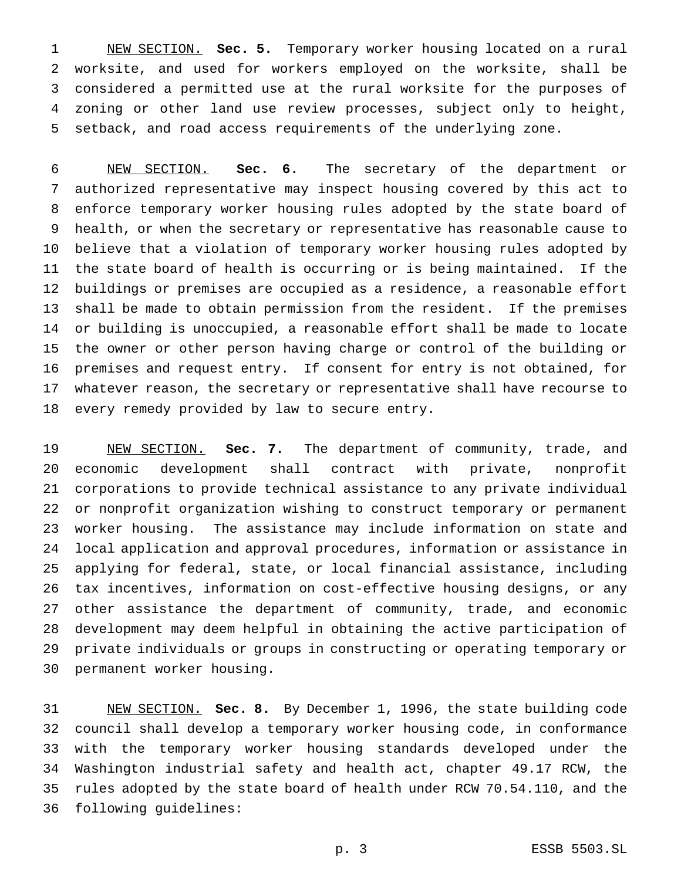NEW SECTION. **Sec. 5.** Temporary worker housing located on a rural worksite, and used for workers employed on the worksite, shall be considered a permitted use at the rural worksite for the purposes of zoning or other land use review processes, subject only to height, setback, and road access requirements of the underlying zone.

NEW SECTION. **Sec. 6.** The secretary of the department or authorized representative may inspect housing covered by this act to enforce temporary worker housing rules adopted by the state board of health, or when the secretary or representative has reasonable cause to believe that a violation of temporary worker housing rules adopted by the state board of health is occurring or is being maintained. If the buildings or premises are occupied as a residence, a reasonable effort shall be made to obtain permission from the resident. If the premises or building is unoccupied, a reasonable effort shall be made to locate the owner or other person having charge or control of the building or premises and request entry. If consent for entry is not obtained, for whatever reason, the secretary or representative shall have recourse to every remedy provided by law to secure entry.

NEW SECTION. **Sec. 7.** The department of community, trade, and economic development shall contract with private, nonprofit corporations to provide technical assistance to any private individual or nonprofit organization wishing to construct temporary or permanent worker housing. The assistance may include information on state and local application and approval procedures, information or assistance in applying for federal, state, or local financial assistance, including tax incentives, information on cost-effective housing designs, or any other assistance the department of community, trade, and economic development may deem helpful in obtaining the active participation of private individuals or groups in constructing or operating temporary or permanent worker housing.

NEW SECTION. **Sec. 8.** By December 1, 1996, the state building code council shall develop a temporary worker housing code, in conformance with the temporary worker housing standards developed under the Washington industrial safety and health act, chapter 49.17 RCW, the rules adopted by the state board of health under RCW 70.54.110, and the following guidelines: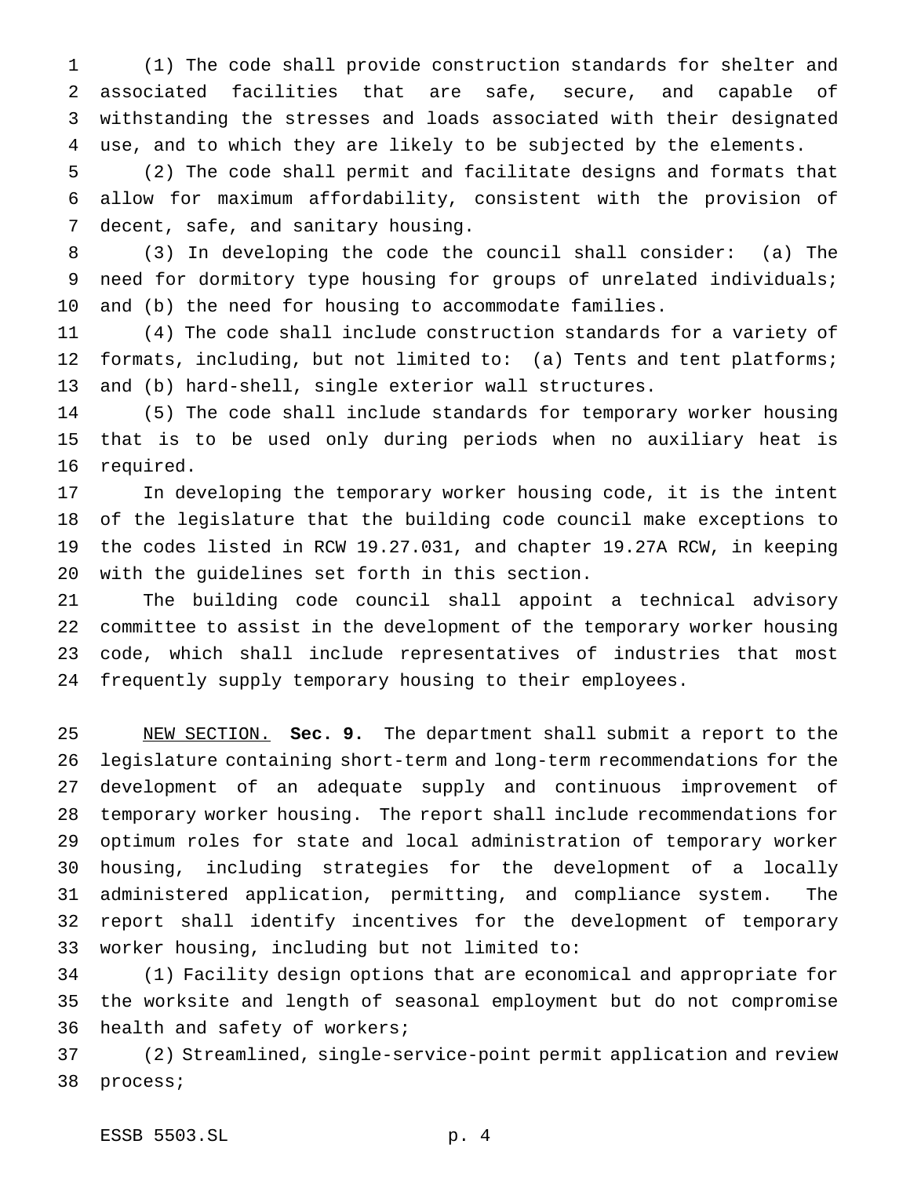(1) The code shall provide construction standards for shelter and associated facilities that are safe, secure, and capable of withstanding the stresses and loads associated with their designated use, and to which they are likely to be subjected by the elements.

(2) The code shall permit and facilitate designs and formats that allow for maximum affordability, consistent with the provision of decent, safe, and sanitary housing.

(3) In developing the code the council shall consider: (a) The need for dormitory type housing for groups of unrelated individuals; and (b) the need for housing to accommodate families.

(4) The code shall include construction standards for a variety of formats, including, but not limited to: (a) Tents and tent platforms; and (b) hard-shell, single exterior wall structures.

(5) The code shall include standards for temporary worker housing that is to be used only during periods when no auxiliary heat is required.

In developing the temporary worker housing code, it is the intent of the legislature that the building code council make exceptions to the codes listed in RCW 19.27.031, and chapter 19.27A RCW, in keeping with the guidelines set forth in this section.

The building code council shall appoint a technical advisory committee to assist in the development of the temporary worker housing code, which shall include representatives of industries that most frequently supply temporary housing to their employees.

NEW SECTION. **Sec. 9.** The department shall submit a report to the legislature containing short-term and long-term recommendations for the development of an adequate supply and continuous improvement of temporary worker housing. The report shall include recommendations for optimum roles for state and local administration of temporary worker housing, including strategies for the development of a locally administered application, permitting, and compliance system. The report shall identify incentives for the development of temporary worker housing, including but not limited to:

(1) Facility design options that are economical and appropriate for the worksite and length of seasonal employment but do not compromise health and safety of workers;

(2) Streamlined, single-service-point permit application and review process;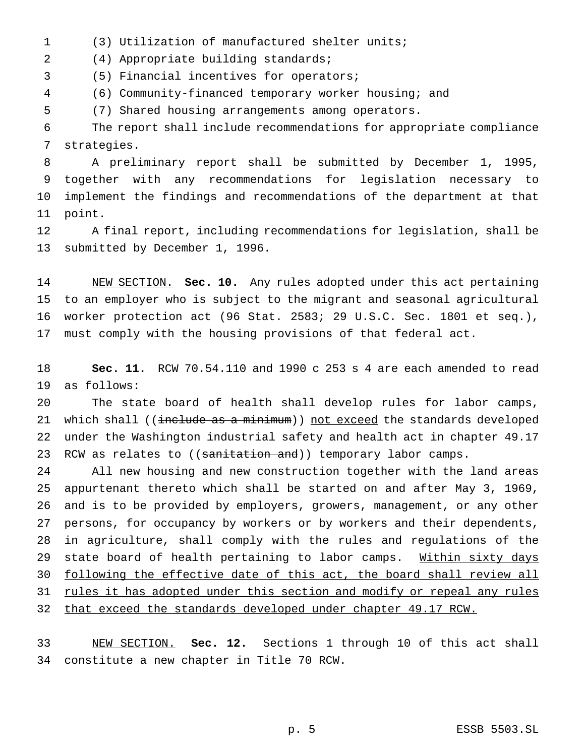(3) Utilization of manufactured shelter units;

(4) Appropriate building standards;

(5) Financial incentives for operators;

(6) Community-financed temporary worker housing; and

(7) Shared housing arrangements among operators.

The report shall include recommendations for appropriate compliance strategies.

A preliminary report shall be submitted by December 1, 1995, together with any recommendations for legislation necessary to implement the findings and recommendations of the department at that point.

A final report, including recommendations for legislation, shall be submitted by December 1, 1996.

NEW SECTION. **Sec. 10.** Any rules adopted under this act pertaining to an employer who is subject to the migrant and seasonal agricultural worker protection act (96 Stat. 2583; 29 U.S.C. Sec. 1801 et seq.), must comply with the housing provisions of that federal act.

**Sec. 11.** RCW 70.54.110 and 1990 c 253 s 4 are each amended to read as follows:

The state board of health shall develop rules for labor camps, which shall ((~~include as a minimum~~)) not exceed the standards developed under the Washington industrial safety and health act in chapter 49.17 RCW as relates to ((~~sanitation and~~)) temporary labor camps.

All new housing and new construction together with the land areas appurtenant thereto which shall be started on and after May 3, 1969, and is to be provided by employers, growers, management, or any other persons, for occupancy by workers or by workers and their dependents, in agriculture, shall comply with the rules and regulations of the state board of health pertaining to labor camps. Within sixty days following the effective date of this act, the board shall review all rules it has adopted under this section and modify or repeal any rules that exceed the standards developed under chapter 49.17 RCW.

NEW SECTION. **Sec. 12.** Sections 1 through 10 of this act shall constitute a new chapter in Title 70 RCW.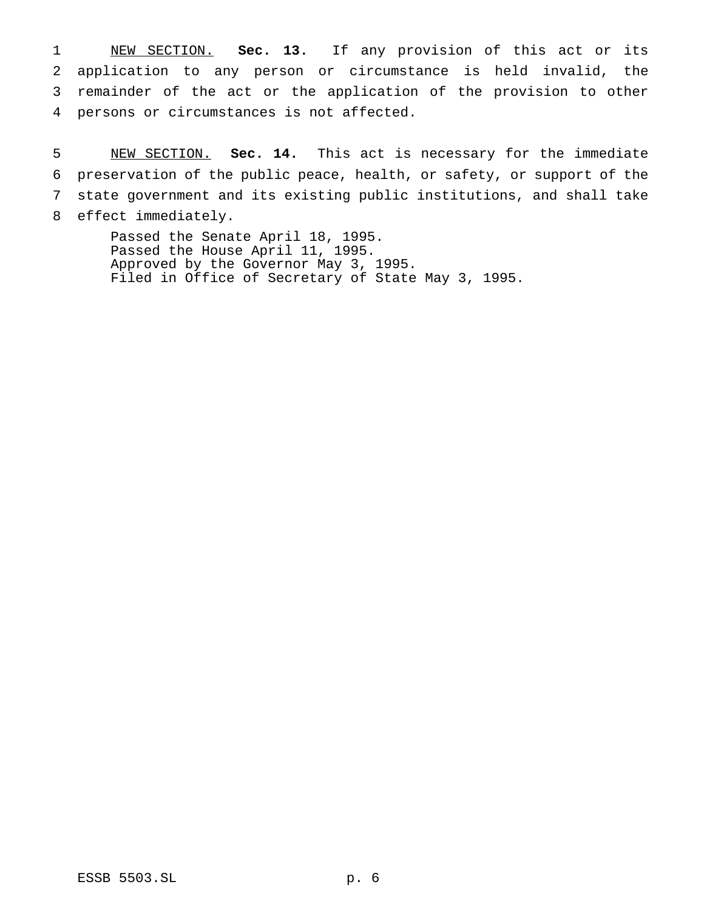NEW SECTION. **Sec. 13.** If any provision of this act or its application to any person or circumstance is held invalid, the remainder of the act or the application of the provision to other persons or circumstances is not affected.

NEW SECTION. **Sec. 14.** This act is necessary for the immediate preservation of the public peace, health, or safety, or support of the state government and its existing public institutions, and shall take effect immediately.

Passed the Senate April 18, 1995.
Passed the House April 11, 1995.
Approved by the Governor May 3, 1995.
Filed in Office of Secretary of State May 3, 1995.